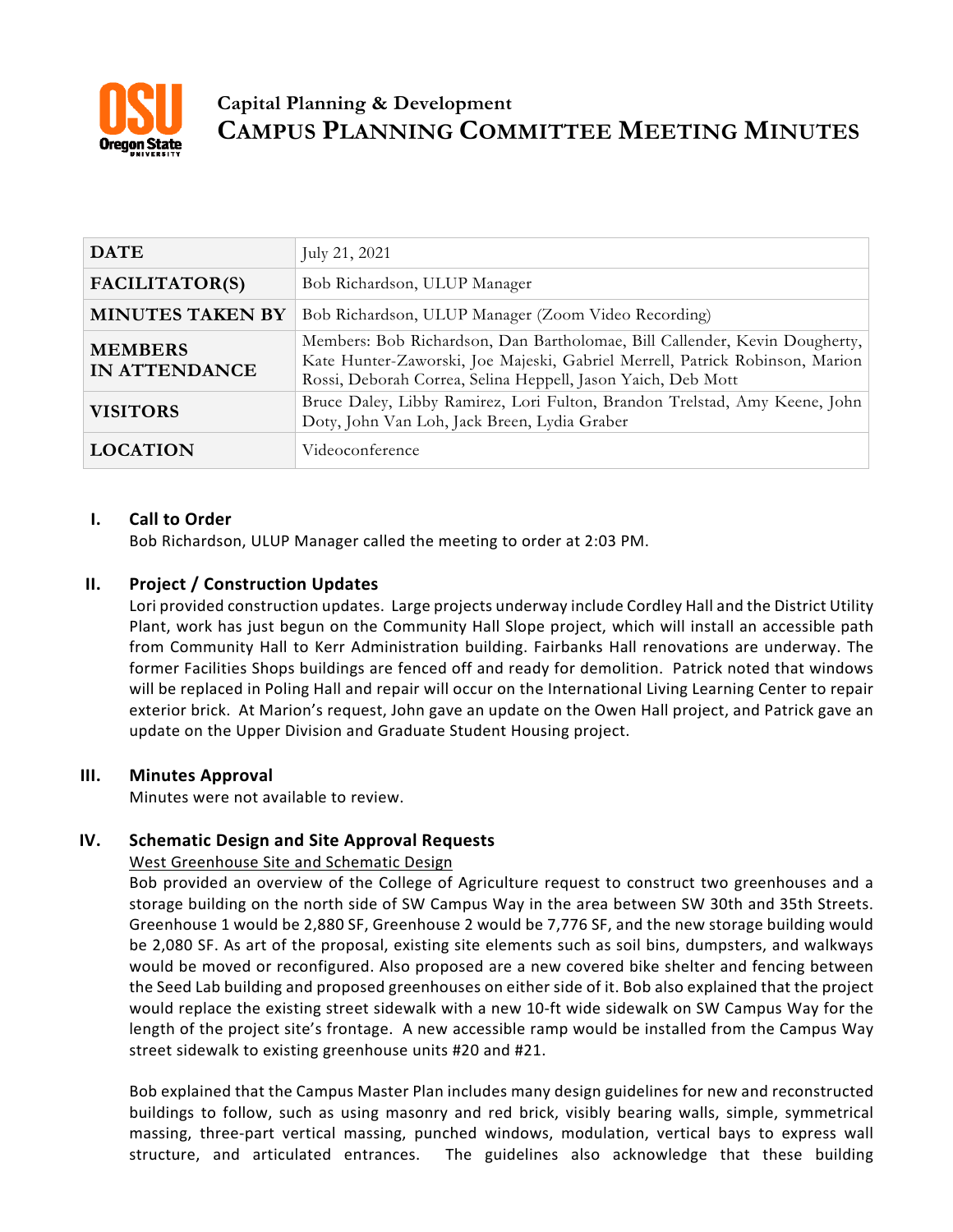# Capital Planning & Development
# CAMPUS PLANNING COMMITTEE MEETING MINUTES

| | |
|---|---|
| **DATE** | July 21, 2021 |
| **FACILITATOR(S)** | Bob Richardson, ULUP Manager |
| **MINUTES TAKEN BY** | Bob Richardson, ULUP Manager (Zoom Video Recording) |
| **MEMBERS IN ATTENDANCE** | Members: Bob Richardson, Dan Bartholomae, Bill Callender, Kevin Dougherty, Kate Hunter-Zaworski, Joe Majeski, Gabriel Merrell, Patrick Robinson, Marion Rossi, Deborah Correa, Selina Heppell, Jason Yaich, Deb Mott |
| **VISITORS** | Bruce Daley, Libby Ramirez, Lori Fulton, Brandon Trelstad, Amy Keene, John Doty, John Van Loh, Jack Breen, Lydia Graber |
| **LOCATION** | Videoconference |

## I. Call to Order

Bob Richardson, ULUP Manager called the meeting to order at 2:03 PM.

## II. Project / Construction Updates

Lori provided construction updates. Large projects underway include Cordley Hall and the District Utility Plant, work has just begun on the Community Hall Slope project, which will install an accessible path from Community Hall to Kerr Administration building. Fairbanks Hall renovations are underway. The former Facilities Shops buildings are fenced off and ready for demolition. Patrick noted that windows will be replaced in Poling Hall and repair will occur on the International Living Learning Center to repair exterior brick. At Marion's request, John gave an update on the Owen Hall project, and Patrick gave an update on the Upper Division and Graduate Student Housing project.

## III. Minutes Approval

Minutes were not available to review.

## IV. Schematic Design and Site Approval Requests

West Greenhouse Site and Schematic Design

Bob provided an overview of the College of Agriculture request to construct two greenhouses and a storage building on the north side of SW Campus Way in the area between SW 30th and 35th Streets. Greenhouse 1 would be 2,880 SF, Greenhouse 2 would be 7,776 SF, and the new storage building would be 2,080 SF. As art of the proposal, existing site elements such as soil bins, dumpsters, and walkways would be moved or reconfigured. Also proposed are a new covered bike shelter and fencing between the Seed Lab building and proposed greenhouses on either side of it. Bob also explained that the project would replace the existing street sidewalk with a new 10-ft wide sidewalk on SW Campus Way for the length of the project site's frontage. A new accessible ramp would be installed from the Campus Way street sidewalk to existing greenhouse units #20 and #21.

Bob explained that the Campus Master Plan includes many design guidelines for new and reconstructed buildings to follow, such as using masonry and red brick, visibly bearing walls, simple, symmetrical massing, three-part vertical massing, punched windows, modulation, vertical bays to express wall structure, and articulated entrances. The guidelines also acknowledge that these building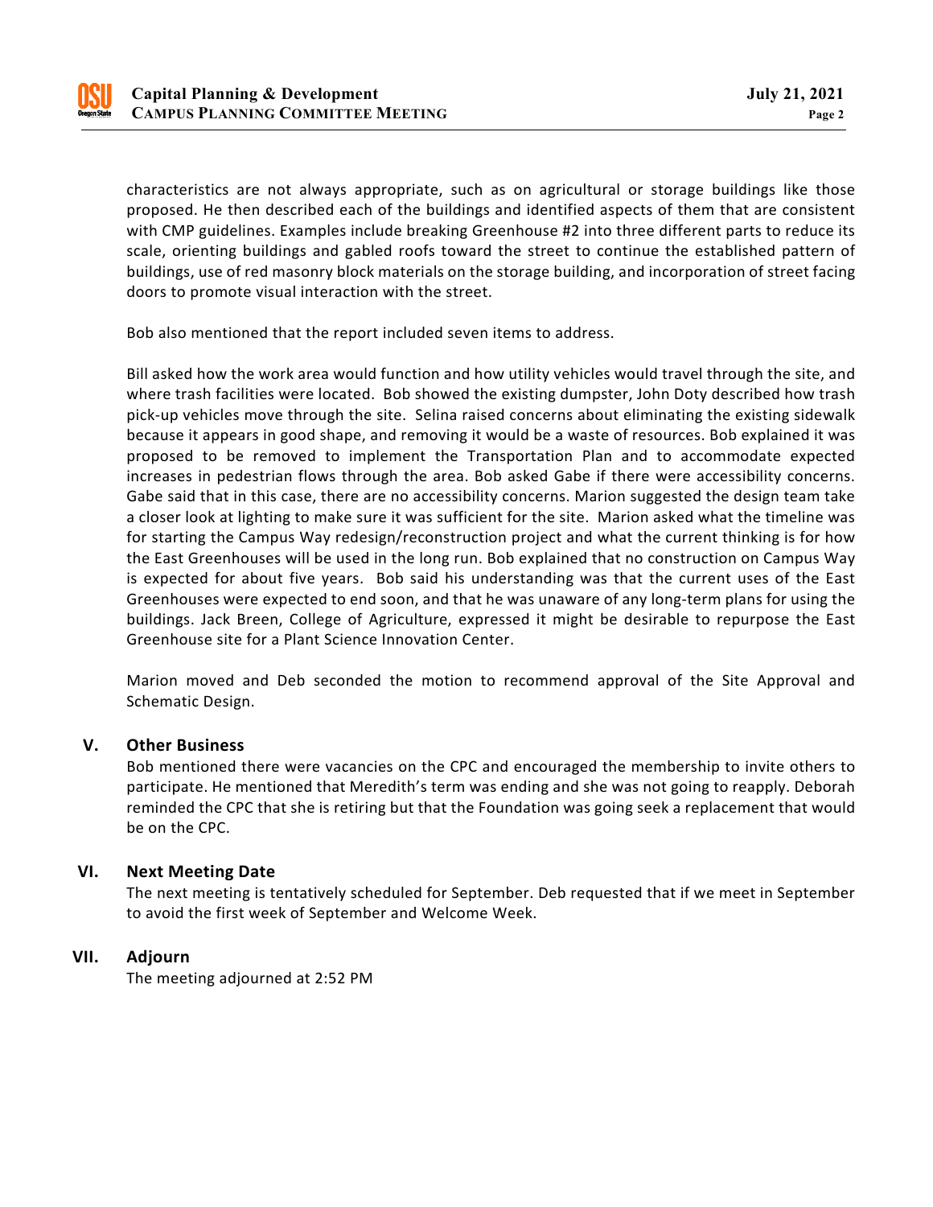characteristics are not always appropriate, such as on agricultural or storage buildings like those proposed. He then described each of the buildings and identified aspects of them that are consistent with CMP guidelines. Examples include breaking Greenhouse #2 into three different parts to reduce its scale, orienting buildings and gabled roofs toward the street to continue the established pattern of buildings, use of red masonry block materials on the storage building, and incorporation of street facing doors to promote visual interaction with the street.

Bob also mentioned that the report included seven items to address.

Bill asked how the work area would function and how utility vehicles would travel through the site, and where trash facilities were located. Bob showed the existing dumpster, John Doty described how trash pick-up vehicles move through the site. Selina raised concerns about eliminating the existing sidewalk because it appears in good shape, and removing it would be a waste of resources. Bob explained it was proposed to be removed to implement the Transportation Plan and to accommodate expected increases in pedestrian flows through the area. Bob asked Gabe if there were accessibility concerns. Gabe said that in this case, there are no accessibility concerns. Marion suggested the design team take a closer look at lighting to make sure it was sufficient for the site. Marion asked what the timeline was for starting the Campus Way redesign/reconstruction project and what the current thinking is for how the East Greenhouses will be used in the long run. Bob explained that no construction on Campus Way is expected for about five years. Bob said his understanding was that the current uses of the East Greenhouses were expected to end soon, and that he was unaware of any long-term plans for using the buildings. Jack Breen, College of Agriculture, expressed it might be desirable to repurpose the East Greenhouse site for a Plant Science Innovation Center.

Marion moved and Deb seconded the motion to recommend approval of the Site Approval and Schematic Design.

## V. Other Business

Bob mentioned there were vacancies on the CPC and encouraged the membership to invite others to participate. He mentioned that Meredith's term was ending and she was not going to reapply. Deborah reminded the CPC that she is retiring but that the Foundation was going seek a replacement that would be on the CPC.

## VI. Next Meeting Date

The next meeting is tentatively scheduled for September. Deb requested that if we meet in September to avoid the first week of September and Welcome Week.

## VII. Adjourn

The meeting adjourned at 2:52 PM